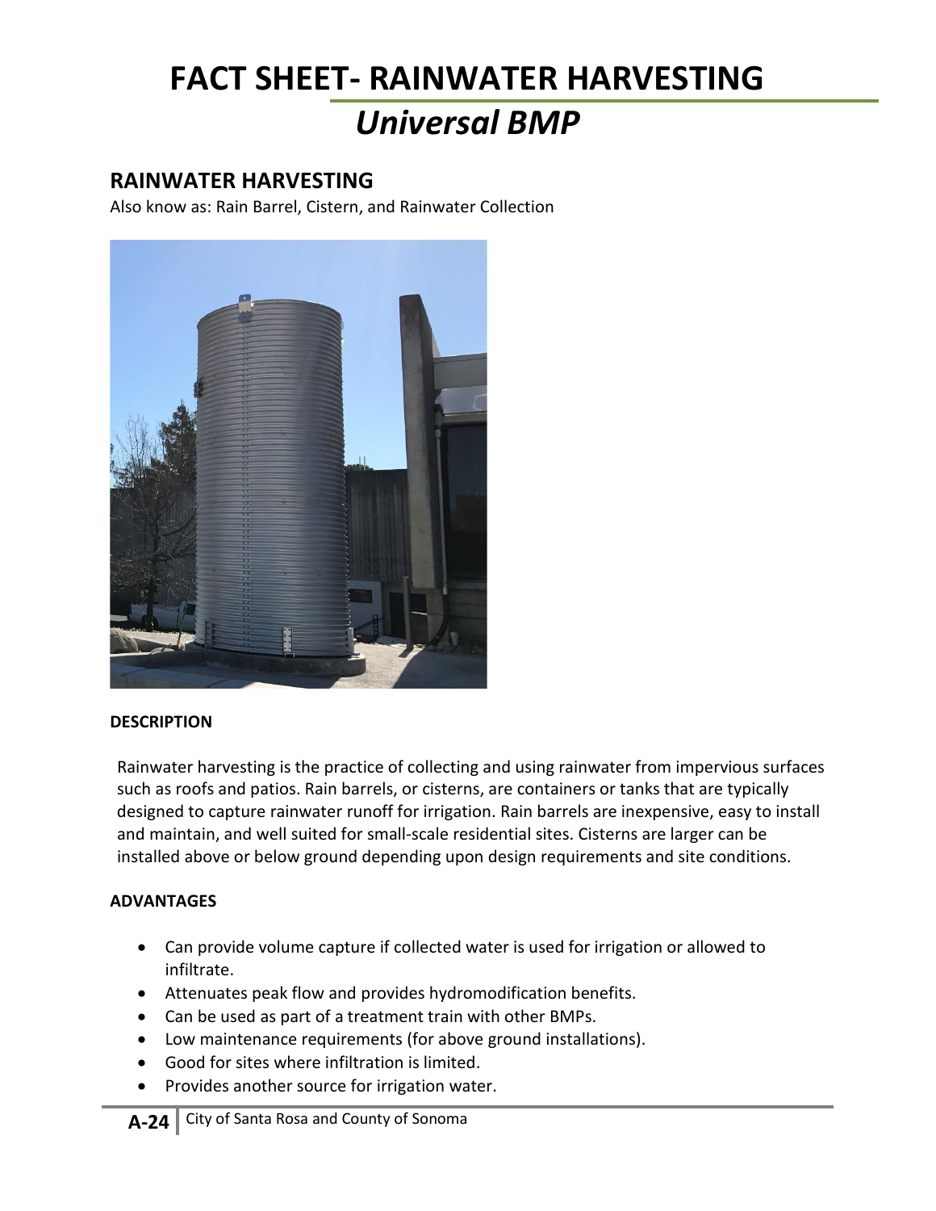# FACT SHEET- RAINWATER HARVESTING

# *Universal BMP*

## RAINWATER HARVESTING

Also know as: Rain Barrel, Cistern, and Rainwater Collection

**DESCRIPTION**

Rainwater harvesting is the practice of collecting and using rainwater from impervious surfaces such as roofs and patios. Rain barrels, or cisterns, are containers or tanks that are typically designed to capture rainwater runoff for irrigation. Rain barrels are inexpensive, easy to install and maintain, and well suited for small-scale residential sites. Cisterns are larger can be installed above or below ground depending upon design requirements and site conditions.

**ADVANTAGES**

- Can provide volume capture if collected water is used for irrigation or allowed to infiltrate.
- Attenuates peak flow and provides hydromodification benefits.
- Can be used as part of a treatment train with other BMPs.
- Low maintenance requirements (for above ground installations).
- Good for sites where infiltration is limited.
- Provides another source for irrigation water.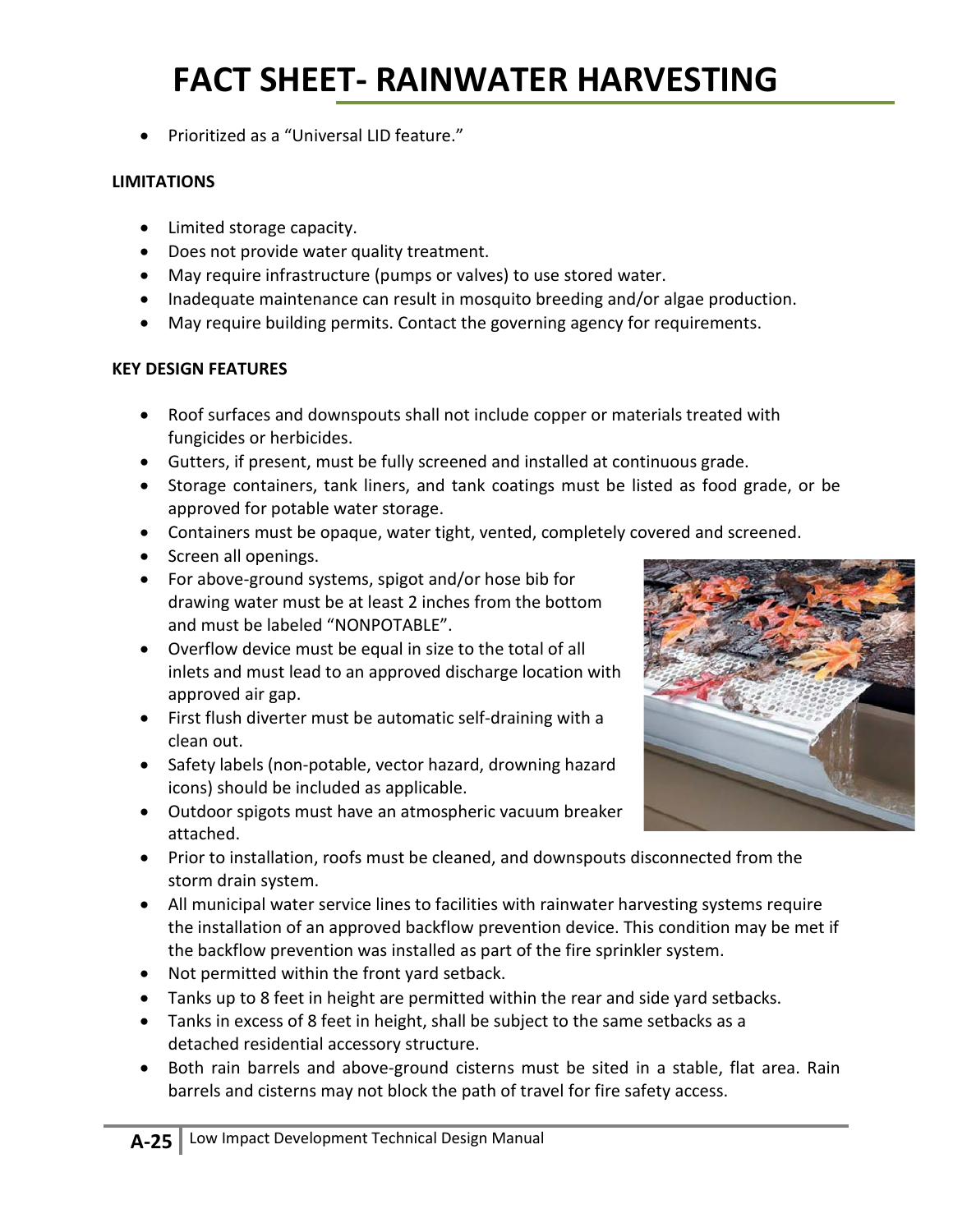# FACT SHEET- RAINWATER HARVESTING

- Prioritized as a "Universal LID feature."

**LIMITATIONS**

- Limited storage capacity.
- Does not provide water quality treatment.
- May require infrastructure (pumps or valves) to use stored water.
- Inadequate maintenance can result in mosquito breeding and/or algae production.
- May require building permits. Contact the governing agency for requirements.

**KEY DESIGN FEATURES**

- Roof surfaces and downspouts shall not include copper or materials treated with fungicides or herbicides.
- Gutters, if present, must be fully screened and installed at continuous grade.
- Storage containers, tank liners, and tank coatings must be listed as food grade, or be approved for potable water storage.
- Containers must be opaque, water tight, vented, completely covered and screened.
- Screen all openings.
- For above-ground systems, spigot and/or hose bib for drawing water must be at least 2 inches from the bottom and must be labeled "NONPOTABLE".
- Overflow device must be equal in size to the total of all inlets and must lead to an approved discharge location with approved air gap.
- First flush diverter must be automatic self-draining with a clean out.
- Safety labels (non-potable, vector hazard, drowning hazard icons) should be included as applicable.
- Outdoor spigots must have an atmospheric vacuum breaker attached.
- Prior to installation, roofs must be cleaned, and downspouts disconnected from the storm drain system.
- All municipal water service lines to facilities with rainwater harvesting systems require the installation of an approved backflow prevention device. This condition may be met if the backflow prevention was installed as part of the fire sprinkler system.
- Not permitted within the front yard setback.
- Tanks up to 8 feet in height are permitted within the rear and side yard setbacks.
- Tanks in excess of 8 feet in height, shall be subject to the same setbacks as a detached residential accessory structure.
- Both rain barrels and above-ground cisterns must be sited in a stable, flat area. Rain barrels and cisterns may not block the path of travel for fire safety access.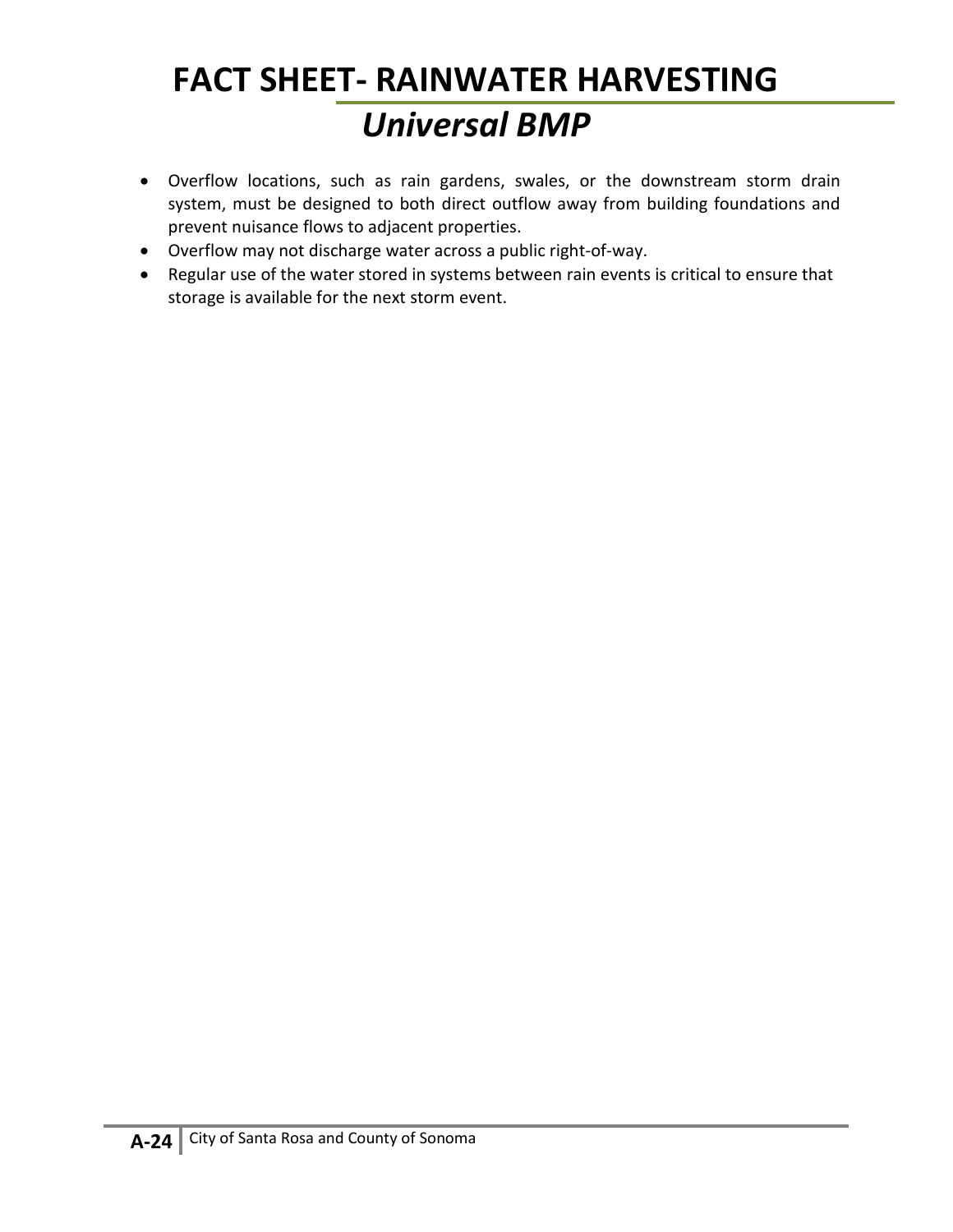# FACT SHEET- RAINWATER HARVESTING

## *Universal BMP*

- Overflow locations, such as rain gardens, swales, or the downstream storm drain system, must be designed to both direct outflow away from building foundations and prevent nuisance flows to adjacent properties.
- Overflow may not discharge water across a public right-of-way.
- Regular use of the water stored in systems between rain events is critical to ensure that storage is available for the next storm event.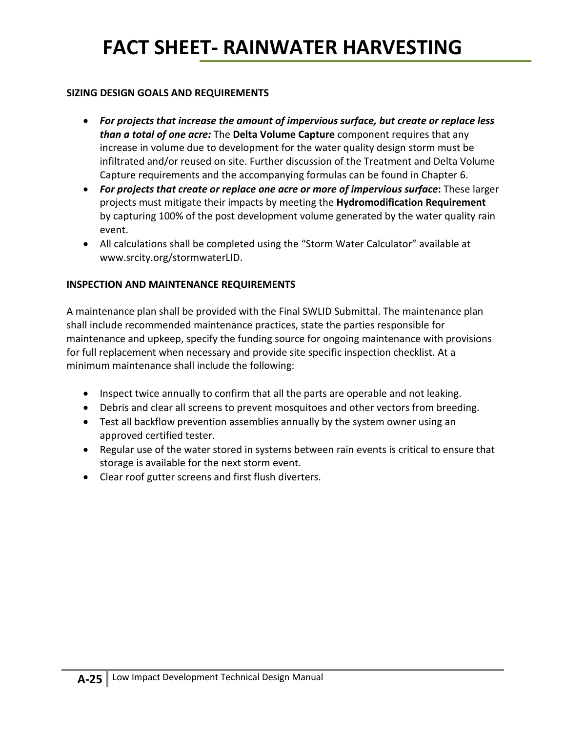# FACT SHEET- RAINWATER HARVESTING

**SIZING DESIGN GOALS AND REQUIREMENTS**

- ***For projects that increase the amount of impervious surface, but create or replace less than a total of one acre:*** The **Delta Volume Capture** component requires that any increase in volume due to development for the water quality design storm must be infiltrated and/or reused on site. Further discussion of the Treatment and Delta Volume Capture requirements and the accompanying formulas can be found in Chapter 6.
- ***For projects that create or replace one acre or more of impervious surface*****:** These larger projects must mitigate their impacts by meeting the **Hydromodification Requirement** by capturing 100% of the post development volume generated by the water quality rain event.
- All calculations shall be completed using the "Storm Water Calculator" available at www.srcity.org/stormwaterLID.

**INSPECTION AND MAINTENANCE REQUIREMENTS**

A maintenance plan shall be provided with the Final SWLID Submittal. The maintenance plan shall include recommended maintenance practices, state the parties responsible for maintenance and upkeep, specify the funding source for ongoing maintenance with provisions for full replacement when necessary and provide site specific inspection checklist. At a minimum maintenance shall include the following:

- Inspect twice annually to confirm that all the parts are operable and not leaking.
- Debris and clear all screens to prevent mosquitoes and other vectors from breeding.
- Test all backflow prevention assemblies annually by the system owner using an approved certified tester.
- Regular use of the water stored in systems between rain events is critical to ensure that storage is available for the next storm event.
- Clear roof gutter screens and first flush diverters.